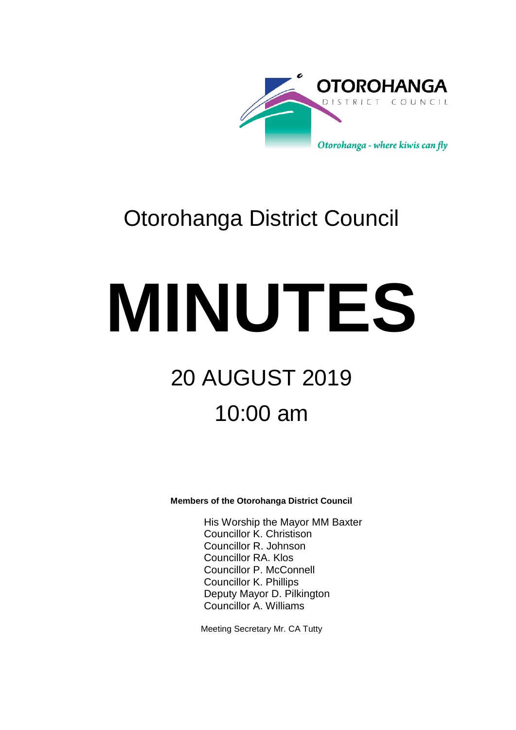OTOROHANGA

DISTRICT COUNCIL

*Otorohanga - where kiwis can fly*

# Otorohanga District Council

# MINUTES

## 20 AUGUST 2019

## 10:00 am

**Members of the Otorohanga District Council**

His Worship the Mayor MM Baxter
Councillor K. Christison
Councillor R. Johnson
Councillor RA. Klos
Councillor P. McConnell
Councillor K. Phillips
Deputy Mayor D. Pilkington
Councillor A. Williams

Meeting Secretary Mr. CA Tutty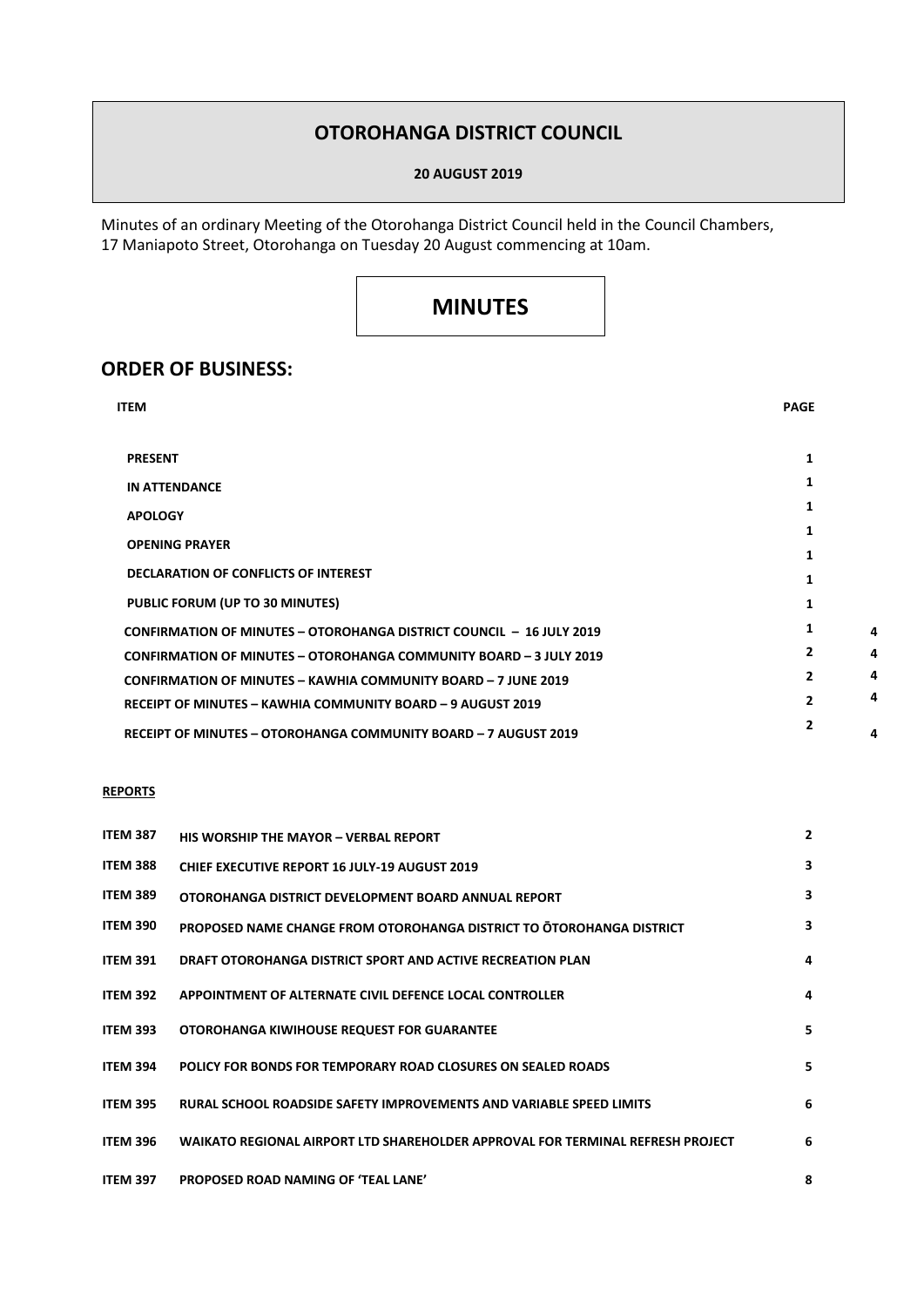# OTOROHANGA DISTRICT COUNCIL

**20 AUGUST 2019**

Minutes of an ordinary Meeting of the Otorohanga District Council held in the Council Chambers, 17 Maniapoto Street, Otorohanga on Tuesday 20 August commencing at 10am.

# MINUTES

## ORDER OF BUSINESS:

| ITEM | PAGE |
|---|---|
| PRESENT | 1 |
| IN ATTENDANCE | 1 |
| APOLOGY | 1 |
| OPENING PRAYER | 1 |
| DECLARATION OF CONFLICTS OF INTEREST | 1 |
| PUBLIC FORUM (UP TO 30 MINUTES) | 1 |
| CONFIRMATION OF MINUTES – OTOROHANGA DISTRICT COUNCIL – 16 JULY 2019 | 1 |
| CONFIRMATION OF MINUTES – OTOROHANGA COMMUNITY BOARD – 3 JULY 2019 | 2 |
| CONFIRMATION OF MINUTES – KAWHIA COMMUNITY BOARD – 7 JUNE 2019 | 2 |
| RECEIPT OF MINUTES – KAWHIA COMMUNITY BOARD – 9 AUGUST 2019 | 2 |
| RECEIPT OF MINUTES – OTOROHANGA COMMUNITY BOARD – 7 AUGUST 2019 | 2 |

**REPORTS**

| | | |
|---|---|---|
| ITEM 387 | HIS WORSHIP THE MAYOR – VERBAL REPORT | 2 |
| ITEM 388 | CHIEF EXECUTIVE REPORT 16 JULY-19 AUGUST 2019 | 3 |
| ITEM 389 | OTOROHANGA DISTRICT DEVELOPMENT BOARD ANNUAL REPORT | 3 |
| ITEM 390 | PROPOSED NAME CHANGE FROM OTOROHANGA DISTRICT TO ŌTOROHANGA DISTRICT | 3 |
| ITEM 391 | DRAFT OTOROHANGA DISTRICT SPORT AND ACTIVE RECREATION PLAN | 4 |
| ITEM 392 | APPOINTMENT OF ALTERNATE CIVIL DEFENCE LOCAL CONTROLLER | 4 |
| ITEM 393 | OTOROHANGA KIWIHOUSE REQUEST FOR GUARANTEE | 5 |
| ITEM 394 | POLICY FOR BONDS FOR TEMPORARY ROAD CLOSURES ON SEALED ROADS | 5 |
| ITEM 395 | RURAL SCHOOL ROADSIDE SAFETY IMPROVEMENTS AND VARIABLE SPEED LIMITS | 6 |
| ITEM 396 | WAIKATO REGIONAL AIRPORT LTD SHAREHOLDER APPROVAL FOR TERMINAL REFRESH PROJECT | 6 |
| ITEM 397 | PROPOSED ROAD NAMING OF 'TEAL LANE' | 8 |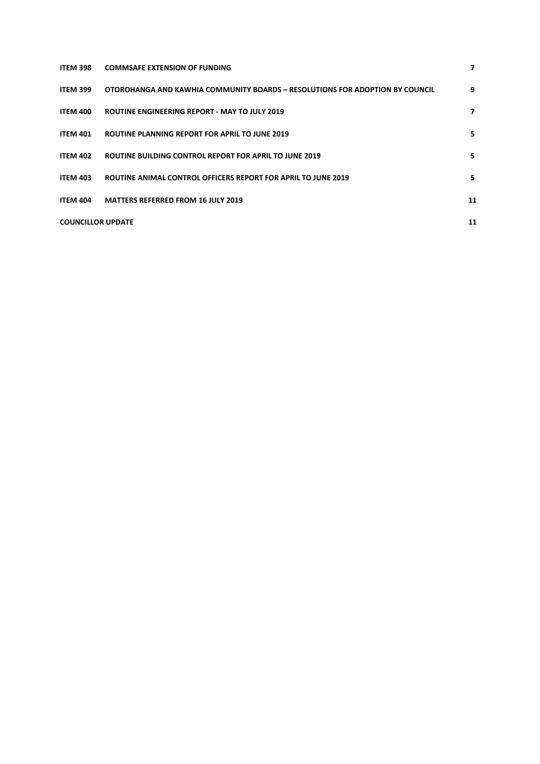| | | |
|---|---|---|
| **ITEM 398** | **COMMSAFE EXTENSION OF FUNDING** | **7** |
| **ITEM 399** | **OTOROHANGA AND KAWHIA COMMUNITY BOARDS – RESOLUTIONS FOR ADOPTION BY COUNCIL** | **9** |
| **ITEM 400** | **ROUTINE ENGINEERING REPORT - MAY TO JULY 2019** | **7** |
| **ITEM 401** | **ROUTINE PLANNING REPORT FOR APRIL TO JUNE 2019** | **5** |
| **ITEM 402** | **ROUTINE BUILDING CONTROL REPORT FOR APRIL TO JUNE 2019** | **5** |
| **ITEM 403** | **ROUTINE ANIMAL CONTROL OFFICERS REPORT FOR APRIL TO JUNE 2019** | **5** |
| **ITEM 404** | **MATTERS REFERRED FROM 16 JULY 2019** | **11** |
| **COUNCILLOR UPDATE** | | **11** |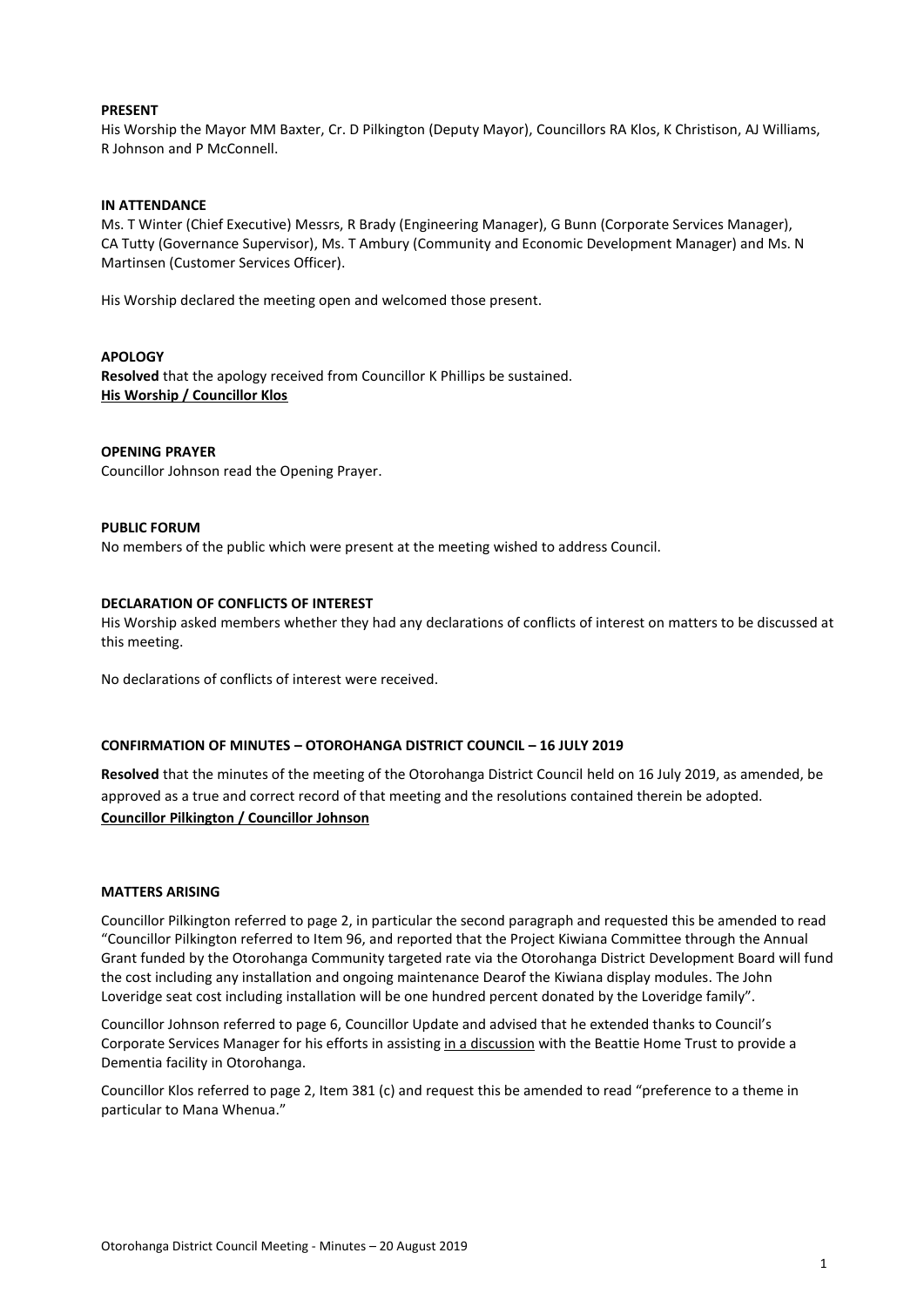**PRESENT**

His Worship the Mayor MM Baxter, Cr. D Pilkington (Deputy Mayor), Councillors RA Klos, K Christison, AJ Williams, R Johnson and P McConnell.

**IN ATTENDANCE**

Ms. T Winter (Chief Executive) Messrs, R Brady (Engineering Manager), G Bunn (Corporate Services Manager), CA Tutty (Governance Supervisor), Ms. T Ambury (Community and Economic Development Manager) and Ms. N Martinsen (Customer Services Officer).

His Worship declared the meeting open and welcomed those present.

**APOLOGY**

**Resolved** that the apology received from Councillor K Phillips be sustained.
**His Worship / Councillor Klos**

**OPENING PRAYER**

Councillor Johnson read the Opening Prayer.

**PUBLIC FORUM**

No members of the public which were present at the meeting wished to address Council.

**DECLARATION OF CONFLICTS OF INTEREST**

His Worship asked members whether they had any declarations of conflicts of interest on matters to be discussed at this meeting.

No declarations of conflicts of interest were received.

**CONFIRMATION OF MINUTES – OTOROHANGA DISTRICT COUNCIL – 16 JULY 2019**

**Resolved** that the minutes of the meeting of the Otorohanga District Council held on 16 July 2019, as amended, be approved as a true and correct record of that meeting and the resolutions contained therein be adopted.
**Councillor Pilkington / Councillor Johnson**

**MATTERS ARISING**

Councillor Pilkington referred to page 2, in particular the second paragraph and requested this be amended to read "Councillor Pilkington referred to Item 96, and reported that the Project Kiwiana Committee through the Annual Grant funded by the Otorohanga Community targeted rate via the Otorohanga District Development Board will fund the cost including any installation and ongoing maintenance Dearof the Kiwiana display modules. The John Loveridge seat cost including installation will be one hundred percent donated by the Loveridge family".

Councillor Johnson referred to page 6, Councillor Update and advised that he extended thanks to Council's Corporate Services Manager for his efforts in assisting in a discussion with the Beattie Home Trust to provide a Dementia facility in Otorohanga.

Councillor Klos referred to page 2, Item 381 (c) and request this be amended to read "preference to a theme in particular to Mana Whenua."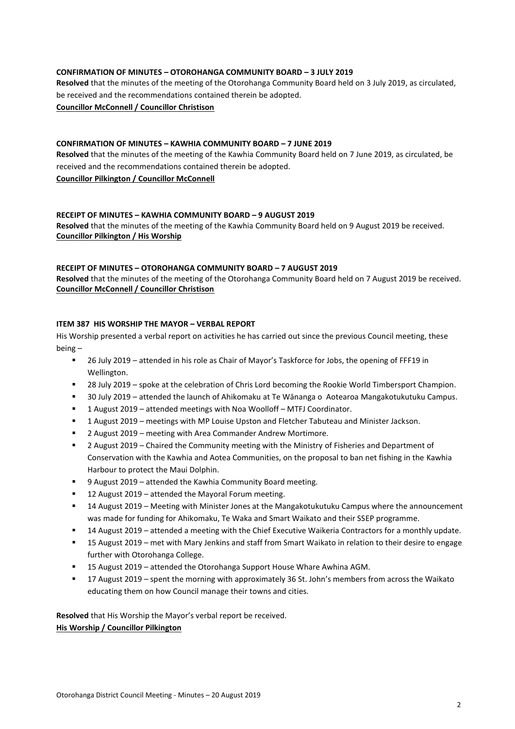**CONFIRMATION OF MINUTES – OTOROHANGA COMMUNITY BOARD – 3 JULY 2019**

**Resolved** that the minutes of the meeting of the Otorohanga Community Board held on 3 July 2019, as circulated, be received and the recommendations contained therein be adopted.

**Councillor McConnell / Councillor Christison**

**CONFIRMATION OF MINUTES – KAWHIA COMMUNITY BOARD – 7 JUNE 2019**

**Resolved** that the minutes of the meeting of the Kawhia Community Board held on 7 June 2019, as circulated, be received and the recommendations contained therein be adopted.

**Councillor Pilkington / Councillor McConnell**

**RECEIPT OF MINUTES – KAWHIA COMMUNITY BOARD – 9 AUGUST 2019**

**Resolved** that the minutes of the meeting of the Kawhia Community Board held on 9 August 2019 be received.

**Councillor Pilkington / His Worship**

**RECEIPT OF MINUTES – OTOROHANGA COMMUNITY BOARD – 7 AUGUST 2019**

**Resolved** that the minutes of the meeting of the Otorohanga Community Board held on 7 August 2019 be received.

**Councillor McConnell / Councillor Christison**

**ITEM 387 HIS WORSHIP THE MAYOR – VERBAL REPORT**

His Worship presented a verbal report on activities he has carried out since the previous Council meeting, these being –

- 26 July 2019 – attended in his role as Chair of Mayor's Taskforce for Jobs, the opening of FFF19 in Wellington.
- 28 July 2019 – spoke at the celebration of Chris Lord becoming the Rookie World Timbersport Champion.
- 30 July 2019 – attended the launch of Ahikomaku at Te Wānanga o Aotearoa Mangakotukutuku Campus.
- 1 August 2019 – attended meetings with Noa Woolloff – MTFJ Coordinator.
- 1 August 2019 – meetings with MP Louise Upston and Fletcher Tabuteau and Minister Jackson.
- 2 August 2019 – meeting with Area Commander Andrew Mortimore.
- 2 August 2019 – Chaired the Community meeting with the Ministry of Fisheries and Department of Conservation with the Kawhia and Aotea Communities, on the proposal to ban net fishing in the Kawhia Harbour to protect the Maui Dolphin.
- 9 August 2019 – attended the Kawhia Community Board meeting.
- 12 August 2019 – attended the Mayoral Forum meeting.
- 14 August 2019 – Meeting with Minister Jones at the Mangakotukutuku Campus where the announcement was made for funding for Ahikomaku, Te Waka and Smart Waikato and their SSEP programme.
- 14 August 2019 – attended a meeting with the Chief Executive Waikeria Contractors for a monthly update.
- 15 August 2019 – met with Mary Jenkins and staff from Smart Waikato in relation to their desire to engage further with Otorohanga College.
- 15 August 2019 – attended the Otorohanga Support House Whare Awhina AGM.
- 17 August 2019 – spent the morning with approximately 36 St. John's members from across the Waikato educating them on how Council manage their towns and cities.

**Resolved** that His Worship the Mayor's verbal report be received.

**His Worship / Councillor Pilkington**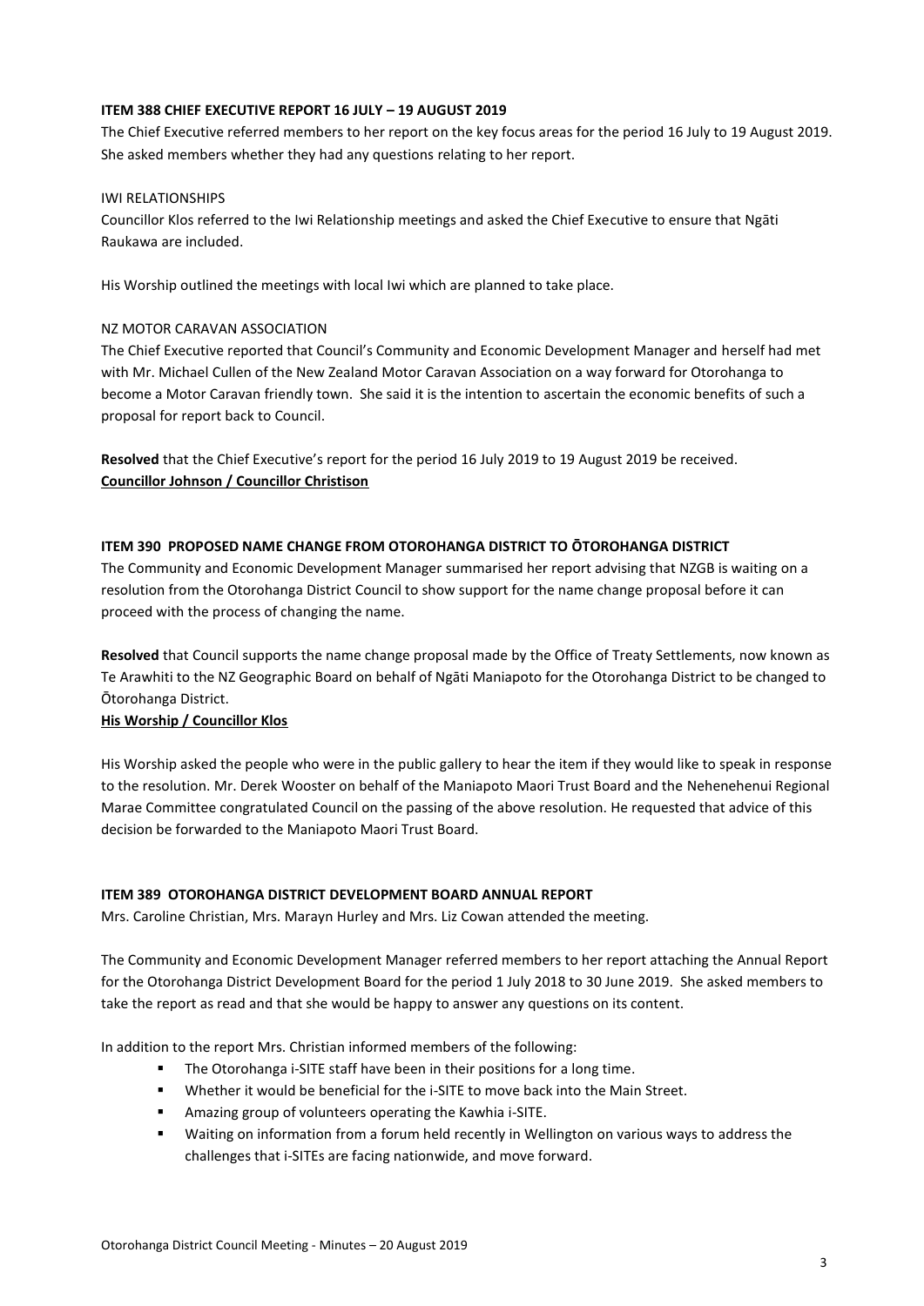### ITEM 388 CHIEF EXECUTIVE REPORT 16 JULY – 19 AUGUST 2019

The Chief Executive referred members to her report on the key focus areas for the period 16 July to 19 August 2019. She asked members whether they had any questions relating to her report.

IWI RELATIONSHIPS

Councillor Klos referred to the Iwi Relationship meetings and asked the Chief Executive to ensure that Ngāti Raukawa are included.

His Worship outlined the meetings with local Iwi which are planned to take place.

NZ MOTOR CARAVAN ASSOCIATION

The Chief Executive reported that Council's Community and Economic Development Manager and herself had met with Mr. Michael Cullen of the New Zealand Motor Caravan Association on a way forward for Otorohanga to become a Motor Caravan friendly town. She said it is the intention to ascertain the economic benefits of such a proposal for report back to Council.

**Resolved** that the Chief Executive's report for the period 16 July 2019 to 19 August 2019 be received.
**Councillor Johnson / Councillor Christison**

### ITEM 390 PROPOSED NAME CHANGE FROM OTOROHANGA DISTRICT TO ŌTOROHANGA DISTRICT

The Community and Economic Development Manager summarised her report advising that NZGB is waiting on a resolution from the Otorohanga District Council to show support for the name change proposal before it can proceed with the process of changing the name.

**Resolved** that Council supports the name change proposal made by the Office of Treaty Settlements, now known as Te Arawhiti to the NZ Geographic Board on behalf of Ngāti Maniapoto for the Otorohanga District to be changed to Ōtorohanga District.
**His Worship / Councillor Klos**

His Worship asked the people who were in the public gallery to hear the item if they would like to speak in response to the resolution. Mr. Derek Wooster on behalf of the Maniapoto Maori Trust Board and the Nehenehenui Regional Marae Committee congratulated Council on the passing of the above resolution. He requested that advice of this decision be forwarded to the Maniapoto Maori Trust Board.

### ITEM 389 OTOROHANGA DISTRICT DEVELOPMENT BOARD ANNUAL REPORT

Mrs. Caroline Christian, Mrs. Marayn Hurley and Mrs. Liz Cowan attended the meeting.

The Community and Economic Development Manager referred members to her report attaching the Annual Report for the Otorohanga District Development Board for the period 1 July 2018 to 30 June 2019. She asked members to take the report as read and that she would be happy to answer any questions on its content.

In addition to the report Mrs. Christian informed members of the following:

- The Otorohanga i-SITE staff have been in their positions for a long time.
- Whether it would be beneficial for the i-SITE to move back into the Main Street.
- Amazing group of volunteers operating the Kawhia i-SITE.
- Waiting on information from a forum held recently in Wellington on various ways to address the challenges that i-SITEs are facing nationwide, and move forward.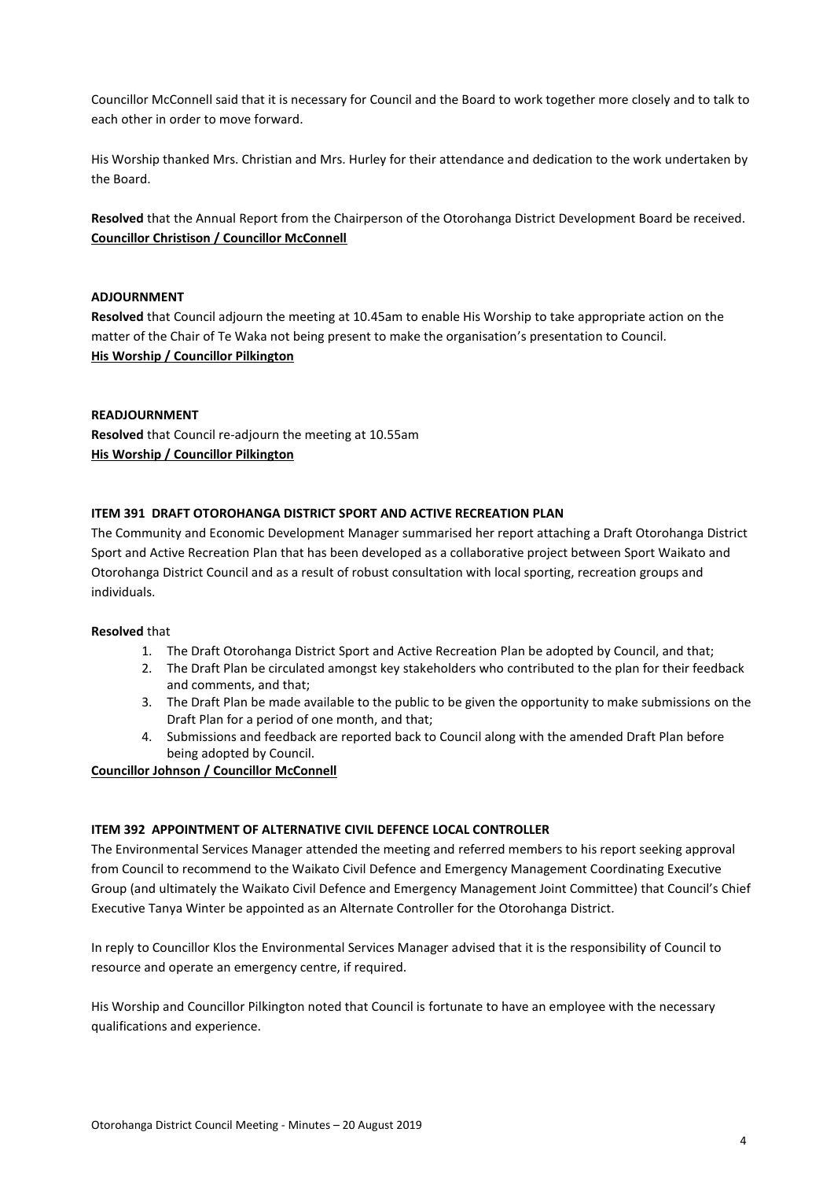Councillor McConnell said that it is necessary for Council and the Board to work together more closely and to talk to each other in order to move forward.

His Worship thanked Mrs. Christian and Mrs. Hurley for their attendance and dedication to the work undertaken by the Board.

**Resolved** that the Annual Report from the Chairperson of the Otorohanga District Development Board be received.
**Councillor Christison / Councillor McConnell**

**ADJOURNMENT**

**Resolved** that Council adjourn the meeting at 10.45am to enable His Worship to take appropriate action on the matter of the Chair of Te Waka not being present to make the organisation's presentation to Council.
**His Worship / Councillor Pilkington**

**READJOURNMENT**

**Resolved** that Council re-adjourn the meeting at 10.55am
**His Worship / Councillor Pilkington**

**ITEM 391 DRAFT OTOROHANGA DISTRICT SPORT AND ACTIVE RECREATION PLAN**

The Community and Economic Development Manager summarised her report attaching a Draft Otorohanga District Sport and Active Recreation Plan that has been developed as a collaborative project between Sport Waikato and Otorohanga District Council and as a result of robust consultation with local sporting, recreation groups and individuals.

**Resolved** that

1. The Draft Otorohanga District Sport and Active Recreation Plan be adopted by Council, and that;
2. The Draft Plan be circulated amongst key stakeholders who contributed to the plan for their feedback and comments, and that;
3. The Draft Plan be made available to the public to be given the opportunity to make submissions on the Draft Plan for a period of one month, and that;
4. Submissions and feedback are reported back to Council along with the amended Draft Plan before being adopted by Council.

**Councillor Johnson / Councillor McConnell**

**ITEM 392 APPOINTMENT OF ALTERNATIVE CIVIL DEFENCE LOCAL CONTROLLER**

The Environmental Services Manager attended the meeting and referred members to his report seeking approval from Council to recommend to the Waikato Civil Defence and Emergency Management Coordinating Executive Group (and ultimately the Waikato Civil Defence and Emergency Management Joint Committee) that Council's Chief Executive Tanya Winter be appointed as an Alternate Controller for the Otorohanga District.

In reply to Councillor Klos the Environmental Services Manager advised that it is the responsibility of Council to resource and operate an emergency centre, if required.

His Worship and Councillor Pilkington noted that Council is fortunate to have an employee with the necessary qualifications and experience.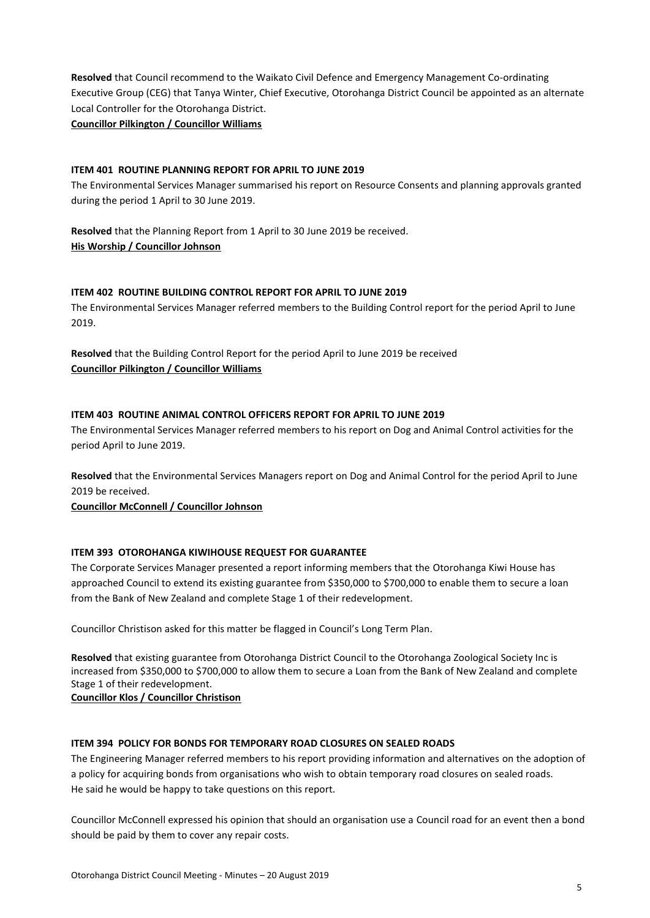**Resolved** that Council recommend to the Waikato Civil Defence and Emergency Management Co-ordinating Executive Group (CEG) that Tanya Winter, Chief Executive, Otorohanga District Council be appointed as an alternate Local Controller for the Otorohanga District.
**Councillor Pilkington / Councillor Williams**

### ITEM 401 ROUTINE PLANNING REPORT FOR APRIL TO JUNE 2019

The Environmental Services Manager summarised his report on Resource Consents and planning approvals granted during the period 1 April to 30 June 2019.

**Resolved** that the Planning Report from 1 April to 30 June 2019 be received.
**His Worship / Councillor Johnson**

### ITEM 402 ROUTINE BUILDING CONTROL REPORT FOR APRIL TO JUNE 2019

The Environmental Services Manager referred members to the Building Control report for the period April to June 2019.

**Resolved** that the Building Control Report for the period April to June 2019 be received
**Councillor Pilkington / Councillor Williams**

### ITEM 403 ROUTINE ANIMAL CONTROL OFFICERS REPORT FOR APRIL TO JUNE 2019

The Environmental Services Manager referred members to his report on Dog and Animal Control activities for the period April to June 2019.

**Resolved** that the Environmental Services Managers report on Dog and Animal Control for the period April to June 2019 be received.
**Councillor McConnell / Councillor Johnson**

### ITEM 393 OTOROHANGA KIWIHOUSE REQUEST FOR GUARANTEE

The Corporate Services Manager presented a report informing members that the Otorohanga Kiwi House has approached Council to extend its existing guarantee from $350,000 to $700,000 to enable them to secure a loan from the Bank of New Zealand and complete Stage 1 of their redevelopment.

Councillor Christison asked for this matter be flagged in Council's Long Term Plan.

**Resolved** that existing guarantee from Otorohanga District Council to the Otorohanga Zoological Society Inc is increased from $350,000 to $700,000 to allow them to secure a Loan from the Bank of New Zealand and complete Stage 1 of their redevelopment.
**Councillor Klos / Councillor Christison**

### ITEM 394 POLICY FOR BONDS FOR TEMPORARY ROAD CLOSURES ON SEALED ROADS

The Engineering Manager referred members to his report providing information and alternatives on the adoption of a policy for acquiring bonds from organisations who wish to obtain temporary road closures on sealed roads. He said he would be happy to take questions on this report.

Councillor McConnell expressed his opinion that should an organisation use a Council road for an event then a bond should be paid by them to cover any repair costs.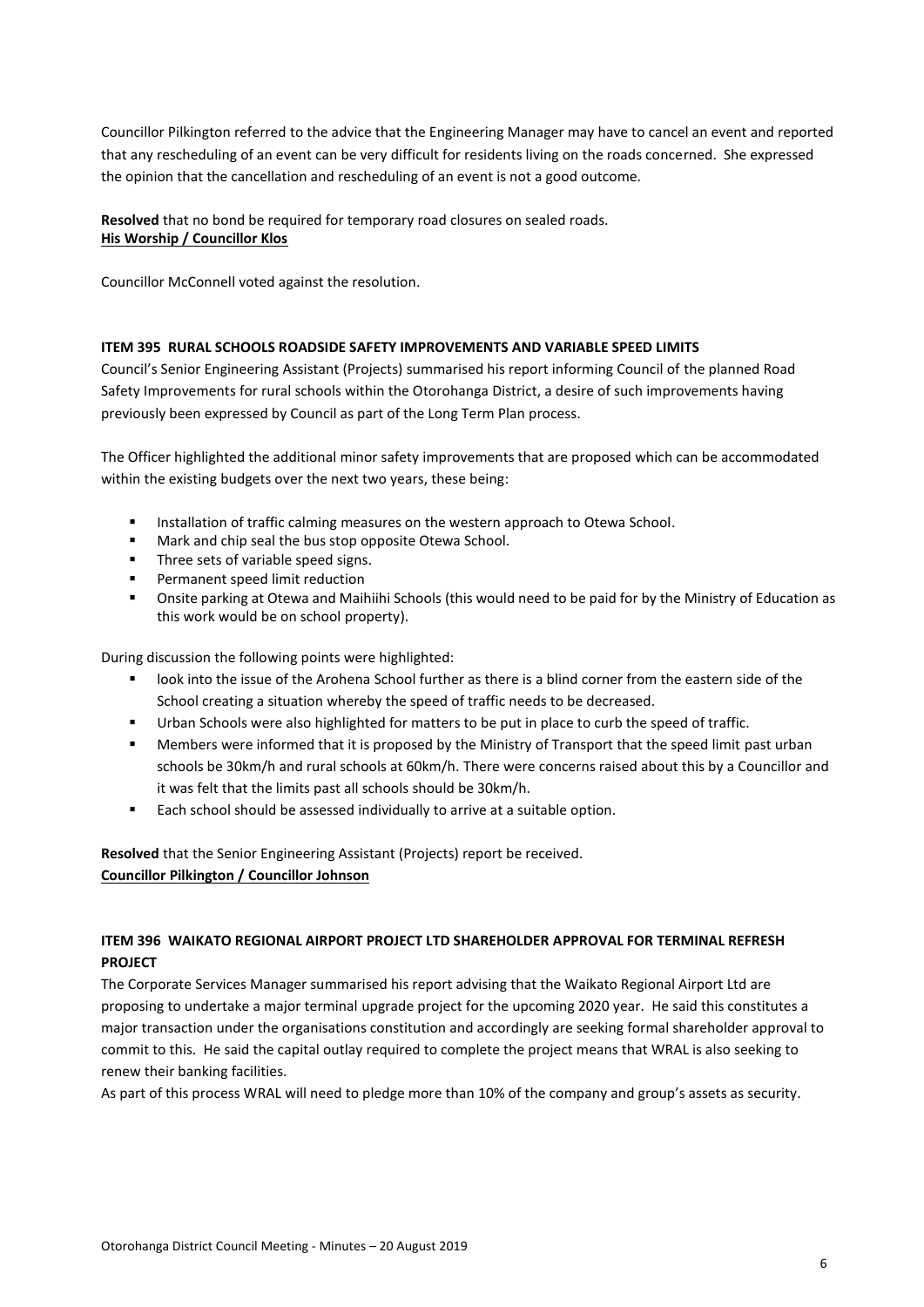Councillor Pilkington referred to the advice that the Engineering Manager may have to cancel an event and reported that any rescheduling of an event can be very difficult for residents living on the roads concerned. She expressed the opinion that the cancellation and rescheduling of an event is not a good outcome.

**Resolved** that no bond be required for temporary road closures on sealed roads.
**His Worship / Councillor Klos**

Councillor McConnell voted against the resolution.

**ITEM 395 RURAL SCHOOLS ROADSIDE SAFETY IMPROVEMENTS AND VARIABLE SPEED LIMITS**

Council's Senior Engineering Assistant (Projects) summarised his report informing Council of the planned Road Safety Improvements for rural schools within the Otorohanga District, a desire of such improvements having previously been expressed by Council as part of the Long Term Plan process.

The Officer highlighted the additional minor safety improvements that are proposed which can be accommodated within the existing budgets over the next two years, these being:

- Installation of traffic calming measures on the western approach to Otewa School.
- Mark and chip seal the bus stop opposite Otewa School.
- Three sets of variable speed signs.
- Permanent speed limit reduction
- Onsite parking at Otewa and Maihiihi Schools (this would need to be paid for by the Ministry of Education as this work would be on school property).

During discussion the following points were highlighted:

- look into the issue of the Arohena School further as there is a blind corner from the eastern side of the School creating a situation whereby the speed of traffic needs to be decreased.
- Urban Schools were also highlighted for matters to be put in place to curb the speed of traffic.
- Members were informed that it is proposed by the Ministry of Transport that the speed limit past urban schools be 30km/h and rural schools at 60km/h. There were concerns raised about this by a Councillor and it was felt that the limits past all schools should be 30km/h.
- Each school should be assessed individually to arrive at a suitable option.

**Resolved** that the Senior Engineering Assistant (Projects) report be received.
**Councillor Pilkington / Councillor Johnson**

**ITEM 396 WAIKATO REGIONAL AIRPORT PROJECT LTD SHAREHOLDER APPROVAL FOR TERMINAL REFRESH PROJECT**

The Corporate Services Manager summarised his report advising that the Waikato Regional Airport Ltd are proposing to undertake a major terminal upgrade project for the upcoming 2020 year. He said this constitutes a major transaction under the organisations constitution and accordingly are seeking formal shareholder approval to commit to this. He said the capital outlay required to complete the project means that WRAL is also seeking to renew their banking facilities.
As part of this process WRAL will need to pledge more than 10% of the company and group's assets as security.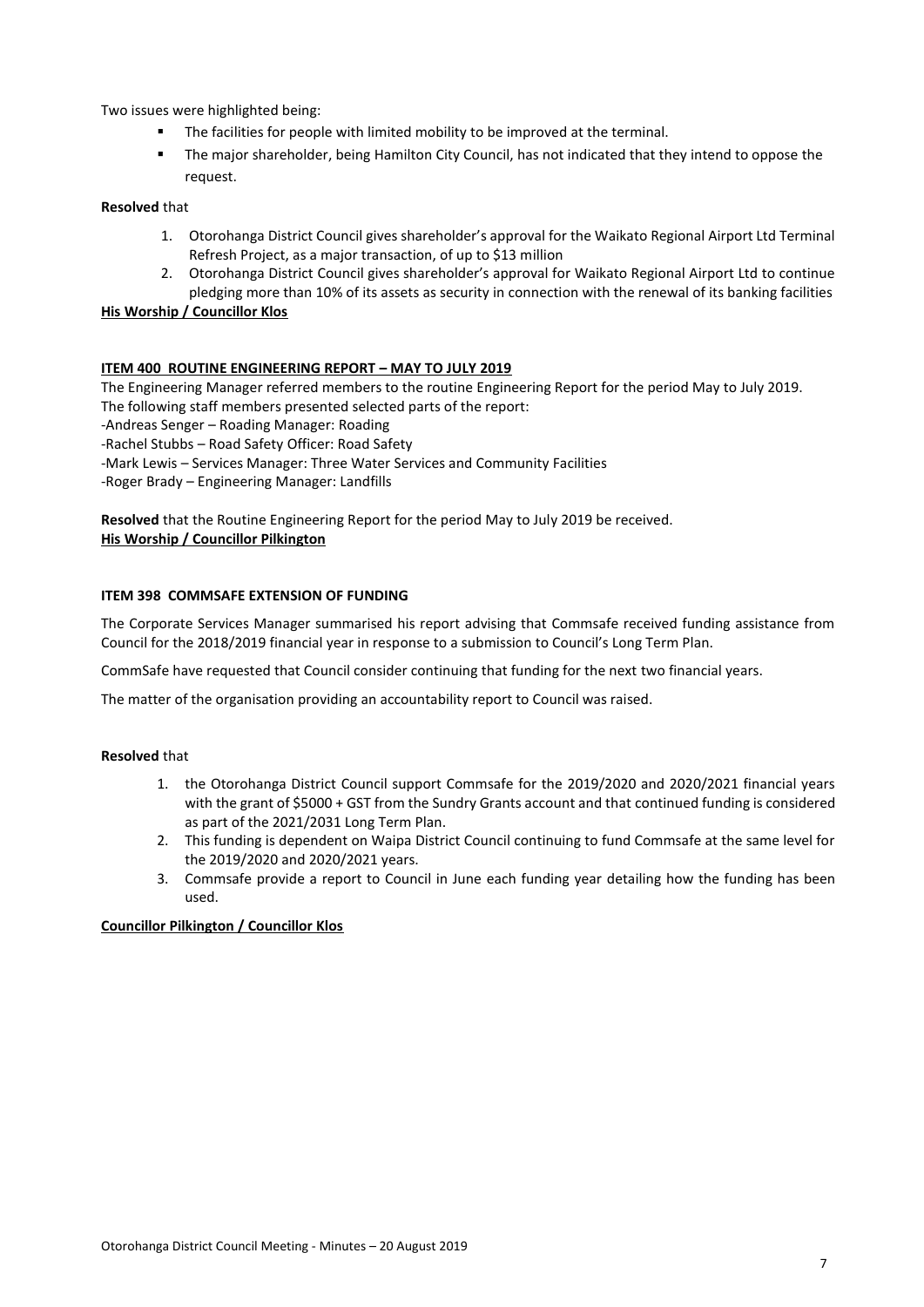Two issues were highlighted being:

- The facilities for people with limited mobility to be improved at the terminal.
- The major shareholder, being Hamilton City Council, has not indicated that they intend to oppose the request.

**Resolved** that

1. Otorohanga District Council gives shareholder's approval for the Waikato Regional Airport Ltd Terminal Refresh Project, as a major transaction, of up to $13 million
2. Otorohanga District Council gives shareholder's approval for Waikato Regional Airport Ltd to continue pledging more than 10% of its assets as security in connection with the renewal of its banking facilities

**His Worship / Councillor Klos**

**ITEM 400 ROUTINE ENGINEERING REPORT – MAY TO JULY 2019**

The Engineering Manager referred members to the routine Engineering Report for the period May to July 2019.
The following staff members presented selected parts of the report:
-Andreas Senger – Roading Manager: Roading
-Rachel Stubbs – Road Safety Officer: Road Safety
-Mark Lewis – Services Manager: Three Water Services and Community Facilities
-Roger Brady – Engineering Manager: Landfills

**Resolved** that the Routine Engineering Report for the period May to July 2019 be received.
**His Worship / Councillor Pilkington**

**ITEM 398 COMMSAFE EXTENSION OF FUNDING**

The Corporate Services Manager summarised his report advising that Commsafe received funding assistance from Council for the 2018/2019 financial year in response to a submission to Council's Long Term Plan.

CommSafe have requested that Council consider continuing that funding for the next two financial years.

The matter of the organisation providing an accountability report to Council was raised.

**Resolved** that

1. the Otorohanga District Council support Commsafe for the 2019/2020 and 2020/2021 financial years with the grant of $5000 + GST from the Sundry Grants account and that continued funding is considered as part of the 2021/2031 Long Term Plan.
2. This funding is dependent on Waipa District Council continuing to fund Commsafe at the same level for the 2019/2020 and 2020/2021 years.
3. Commsafe provide a report to Council in June each funding year detailing how the funding has been used.

**Councillor Pilkington / Councillor Klos**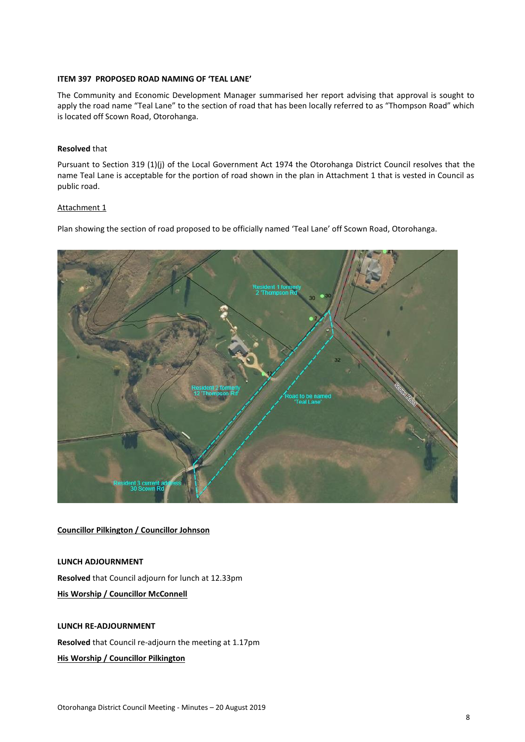**ITEM 397 PROPOSED ROAD NAMING OF 'TEAL LANE'**

The Community and Economic Development Manager summarised her report advising that approval is sought to apply the road name "Teal Lane" to the section of road that has been locally referred to as "Thompson Road" which is located off Scown Road, Otorohanga.

**Resolved** that

Pursuant to Section 319 (1)(j) of the Local Government Act 1974 the Otorohanga District Council resolves that the name Teal Lane is acceptable for the portion of road shown in the plan in Attachment 1 that is vested in Council as public road.

Attachment 1

Plan showing the section of road proposed to be officially named 'Teal Lane' off Scown Road, Otorohanga.

**Councillor Pilkington / Councillor Johnson**

**LUNCH ADJOURNMENT**

**Resolved** that Council adjourn for lunch at 12.33pm

**His Worship / Councillor McConnell**

**LUNCH RE-ADJOURNMENT**

**Resolved** that Council re-adjourn the meeting at 1.17pm

**His Worship / Councillor Pilkington**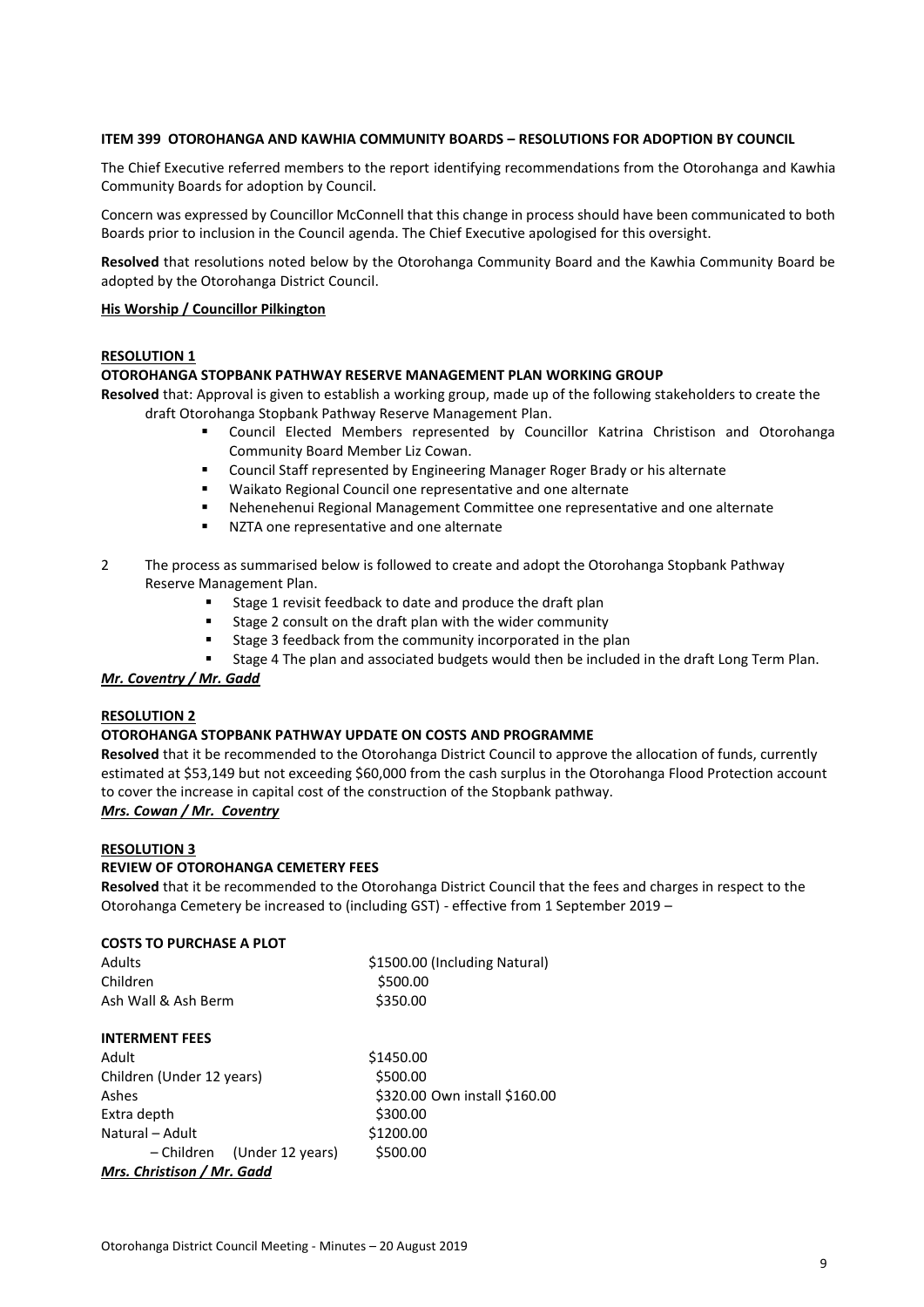**ITEM 399 OTOROHANGA AND KAWHIA COMMUNITY BOARDS – RESOLUTIONS FOR ADOPTION BY COUNCIL**

The Chief Executive referred members to the report identifying recommendations from the Otorohanga and Kawhia Community Boards for adoption by Council.

Concern was expressed by Councillor McConnell that this change in process should have been communicated to both Boards prior to inclusion in the Council agenda. The Chief Executive apologised for this oversight.

**Resolved** that resolutions noted below by the Otorohanga Community Board and the Kawhia Community Board be adopted by the Otorohanga District Council.

**His Worship / Councillor Pilkington**

**RESOLUTION 1**

**OTOROHANGA STOPBANK PATHWAY RESERVE MANAGEMENT PLAN WORKING GROUP**

**Resolved** that: Approval is given to establish a working group, made up of the following stakeholders to create the draft Otorohanga Stopbank Pathway Reserve Management Plan.

- Council Elected Members represented by Councillor Katrina Christison and Otorohanga Community Board Member Liz Cowan.
- Council Staff represented by Engineering Manager Roger Brady or his alternate
- Waikato Regional Council one representative and one alternate
- Nehenehenui Regional Management Committee one representative and one alternate
- NZTA one representative and one alternate

2 The process as summarised below is followed to create and adopt the Otorohanga Stopbank Pathway Reserve Management Plan.

- Stage 1 revisit feedback to date and produce the draft plan
- Stage 2 consult on the draft plan with the wider community
- Stage 3 feedback from the community incorporated in the plan
- Stage 4 The plan and associated budgets would then be included in the draft Long Term Plan.

***Mr. Coventry / Mr. Gadd***

**RESOLUTION 2**

**OTOROHANGA STOPBANK PATHWAY UPDATE ON COSTS AND PROGRAMME**

**Resolved** that it be recommended to the Otorohanga District Council to approve the allocation of funds, currently estimated at $53,149 but not exceeding $60,000 from the cash surplus in the Otorohanga Flood Protection account to cover the increase in capital cost of the construction of the Stopbank pathway.

***Mrs. Cowan / Mr. Coventry***

**RESOLUTION 3**

**REVIEW OF OTOROHANGA CEMETERY FEES**

**Resolved** that it be recommended to the Otorohanga District Council that the fees and charges in respect to the Otorohanga Cemetery be increased to (including GST) - effective from 1 September 2019 –

**COSTS TO PURCHASE A PLOT**

| | |
|---|---|
| Adults | $1500.00 (Including Natural) |
| Children | $500.00 |
| Ash Wall & Ash Berm | $350.00 |

**INTERMENT FEES**

| | |
|---|---|
| Adult | $1450.00 |
| Children (Under 12 years) | $500.00 |
| Ashes | $320.00 Own install $160.00 |
| Extra depth | $300.00 |
| Natural – Adult | $1200.00 |
| – Children (Under 12 years) | $500.00 |

***Mrs. Christison / Mr. Gadd***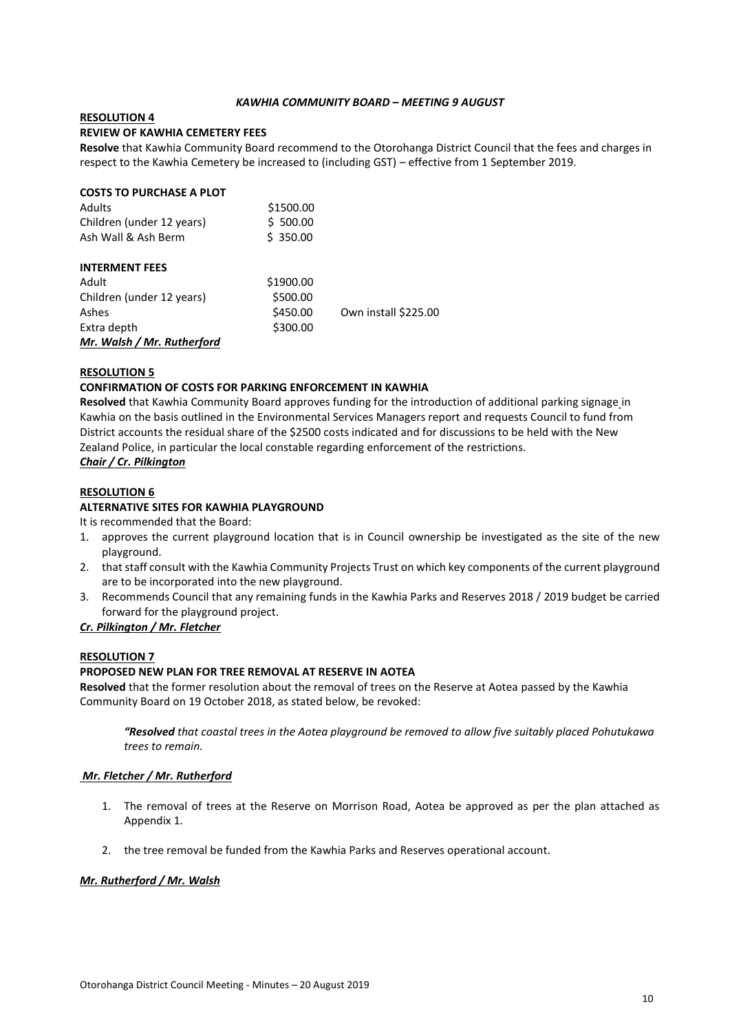***KAWHIA COMMUNITY BOARD – MEETING 9 AUGUST***

**RESOLUTION 4**

**REVIEW OF KAWHIA CEMETERY FEES**

**Resolve** that Kawhia Community Board recommend to the Otorohanga District Council that the fees and charges in respect to the Kawhia Cemetery be increased to (including GST) – effective from 1 September 2019.

**COSTS TO PURCHASE A PLOT**

| | | |
|---|---|---|
| Adults | $1500.00 | |
| Children (under 12 years) | $ 500.00 | |
| Ash Wall & Ash Berm | $ 350.00 | |

**INTERMENT FEES**

| | | |
|---|---|---|
| Adult | $1900.00 | |
| Children (under 12 years) | $500.00 | |
| Ashes | $450.00 | Own install $225.00 |
| Extra depth | $300.00 | |

***Mr. Walsh / Mr. Rutherford***

**RESOLUTION 5**

**CONFIRMATION OF COSTS FOR PARKING ENFORCEMENT IN KAWHIA**

**Resolved** that Kawhia Community Board approves funding for the introduction of additional parking signage in Kawhia on the basis outlined in the Environmental Services Managers report and requests Council to fund from District accounts the residual share of the $2500 costs indicated and for discussions to be held with the New Zealand Police, in particular the local constable regarding enforcement of the restrictions.

***Chair / Cr. Pilkington***

**RESOLUTION 6**

**ALTERNATIVE SITES FOR KAWHIA PLAYGROUND**

It is recommended that the Board:

1. approves the current playground location that is in Council ownership be investigated as the site of the new playground.
2. that staff consult with the Kawhia Community Projects Trust on which key components of the current playground are to be incorporated into the new playground.
3. Recommends Council that any remaining funds in the Kawhia Parks and Reserves 2018 / 2019 budget be carried forward for the playground project.

***Cr. Pilkington / Mr. Fletcher***

**RESOLUTION 7**

**PROPOSED NEW PLAN FOR TREE REMOVAL AT RESERVE IN AOTEA**

**Resolved** that the former resolution about the removal of trees on the Reserve at Aotea passed by the Kawhia Community Board on 19 October 2018, as stated below, be revoked:

> ***"Resolved** that coastal trees in the Aotea playground be removed to allow five suitably placed Pohutukawa trees to remain.*

***Mr. Fletcher / Mr. Rutherford***

1. The removal of trees at the Reserve on Morrison Road, Aotea be approved as per the plan attached as Appendix 1.
2. the tree removal be funded from the Kawhia Parks and Reserves operational account.

***Mr. Rutherford / Mr. Walsh***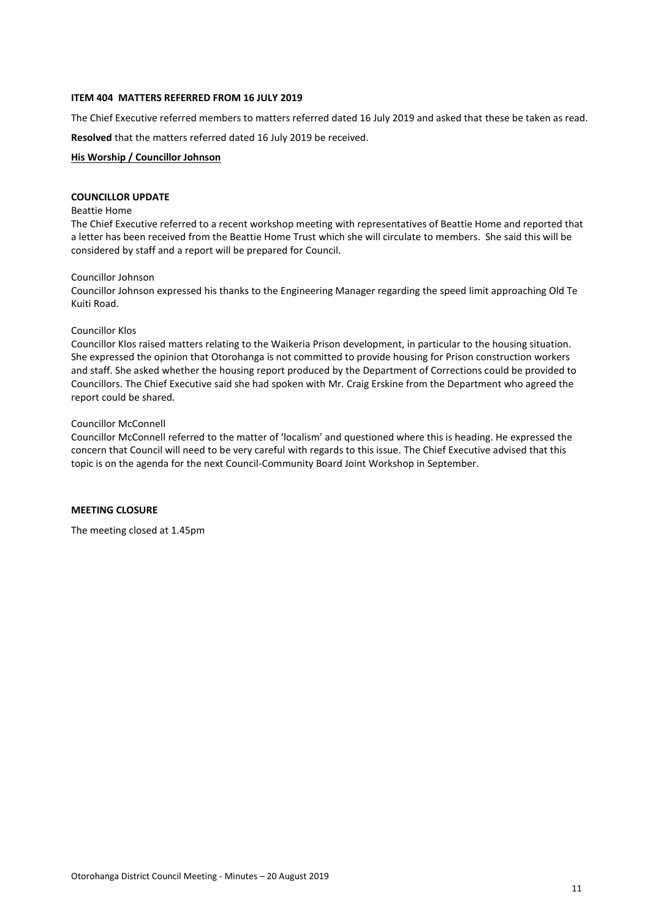**ITEM 404 MATTERS REFERRED FROM 16 JULY 2019**

The Chief Executive referred members to matters referred dated 16 July 2019 and asked that these be taken as read.

**Resolved** that the matters referred dated 16 July 2019 be received.

**His Worship / Councillor Johnson**

**COUNCILLOR UPDATE**

Beattie Home

The Chief Executive referred to a recent workshop meeting with representatives of Beattie Home and reported that a letter has been received from the Beattie Home Trust which she will circulate to members. She said this will be considered by staff and a report will be prepared for Council.

Councillor Johnson

Councillor Johnson expressed his thanks to the Engineering Manager regarding the speed limit approaching Old Te Kuiti Road.

Councillor Klos

Councillor Klos raised matters relating to the Waikeria Prison development, in particular to the housing situation. She expressed the opinion that Otorohanga is not committed to provide housing for Prison construction workers and staff. She asked whether the housing report produced by the Department of Corrections could be provided to Councillors. The Chief Executive said she had spoken with Mr. Craig Erskine from the Department who agreed the report could be shared.

Councillor McConnell

Councillor McConnell referred to the matter of 'localism' and questioned where this is heading. He expressed the concern that Council will need to be very careful with regards to this issue. The Chief Executive advised that this topic is on the agenda for the next Council-Community Board Joint Workshop in September.

**MEETING CLOSURE**

The meeting closed at 1.45pm